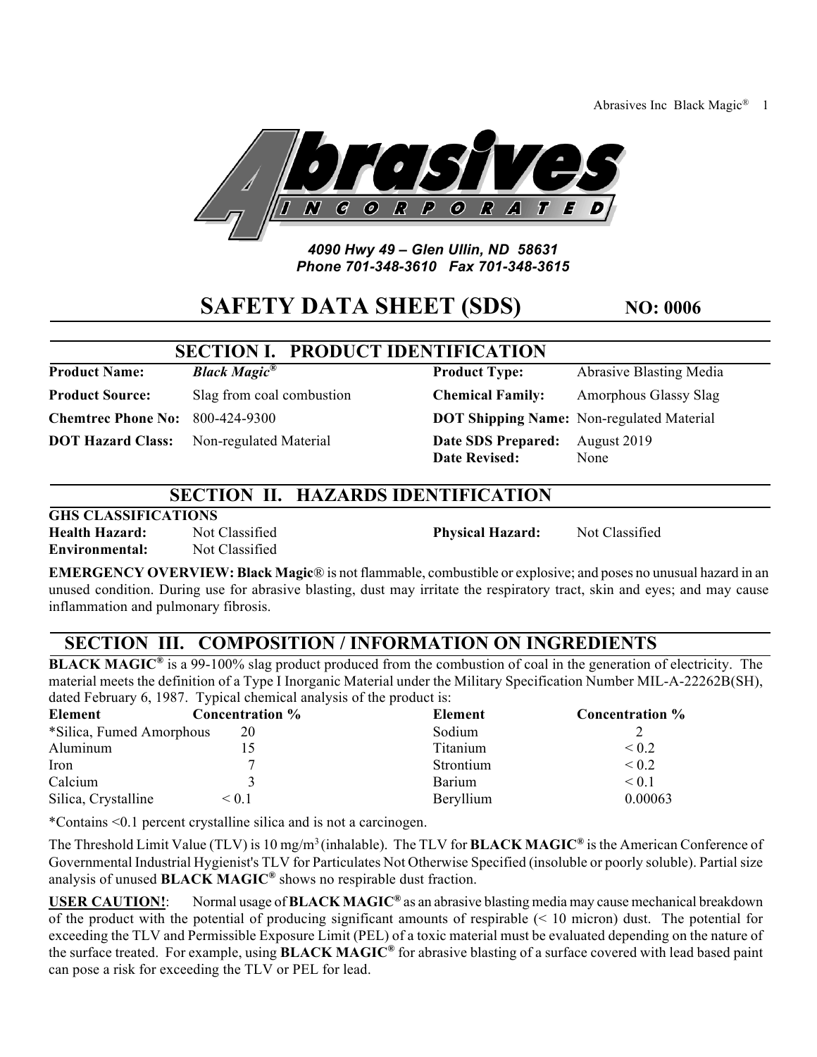**Abrasives Incorporated**

*4090 Hwy 49 – Glen Ullin, ND 58631*
*Phone 701-348-3610 Fax 701-348-3615*

# SAFETY DATA SHEET (SDS) NO: 0006

## SECTION I. PRODUCT IDENTIFICATION

| | | | |
|---|---|---|---|
| **Product Name:** | ***Black Magic®*** | **Product Type:** | Abrasive Blasting Media |
| **Product Source:** | Slag from coal combustion | **Chemical Family:** | Amorphous Glassy Slag |
| **Chemtrec Phone No:** | 800-424-9300 | **DOT Shipping Name:** | Non-regulated Material |
| **DOT Hazard Class:** | Non-regulated Material | **Date SDS Prepared:** | August 2019 |
| | | **Date Revised:** | None |

## SECTION II. HAZARDS IDENTIFICATION

**GHS CLASSIFICATIONS**

| | | | |
|---|---|---|---|
| **Health Hazard:** | Not Classified | **Physical Hazard:** | Not Classified |
| **Environmental:** | Not Classified | | |

**EMERGENCY OVERVIEW: Black Magic**® is not flammable, combustible or explosive; and poses no unusual hazard in an unused condition. During use for abrasive blasting, dust may irritate the respiratory tract, skin and eyes; and may cause inflammation and pulmonary fibrosis.

## SECTION III. COMPOSITION / INFORMATION ON INGREDIENTS

**BLACK MAGIC®** is a 99-100% slag product produced from the combustion of coal in the generation of electricity. The material meets the definition of a Type I Inorganic Material under the Military Specification Number MIL-A-22262B(SH), dated February 6, 1987. Typical chemical analysis of the product is:

| Element | Concentration % | Element | Concentration % |
|---|---|---|---|
| *Silica, Fumed Amorphous | 20 | Sodium | 2 |
| Aluminum | 15 | Titanium | < 0.2 |
| Iron | 7 | Strontium | < 0.2 |
| Calcium | 3 | Barium | < 0.1 |
| Silica, Crystalline | < 0.1 | Beryllium | 0.00063 |

*Contains <0.1 percent crystalline silica and is not a carcinogen.

The Threshold Limit Value (TLV) is 10 mg/m$^3$ (inhalable). The TLV for **BLACK MAGIC®** is the American Conference of Governmental Industrial Hygienist's TLV for Particulates Not Otherwise Specified (insoluble or poorly soluble). Partial size analysis of unused **BLACK MAGIC®** shows no respirable dust fraction.

**USER CAUTION!**: Normal usage of **BLACK MAGIC®** as an abrasive blasting media may cause mechanical breakdown of the product with the potential of producing significant amounts of respirable (< 10 micron) dust. The potential for exceeding the TLV and Permissible Exposure Limit (PEL) of a toxic material must be evaluated depending on the nature of the surface treated. For example, using **BLACK MAGIC®** for abrasive blasting of a surface covered with lead based paint can pose a risk for exceeding the TLV or PEL for lead.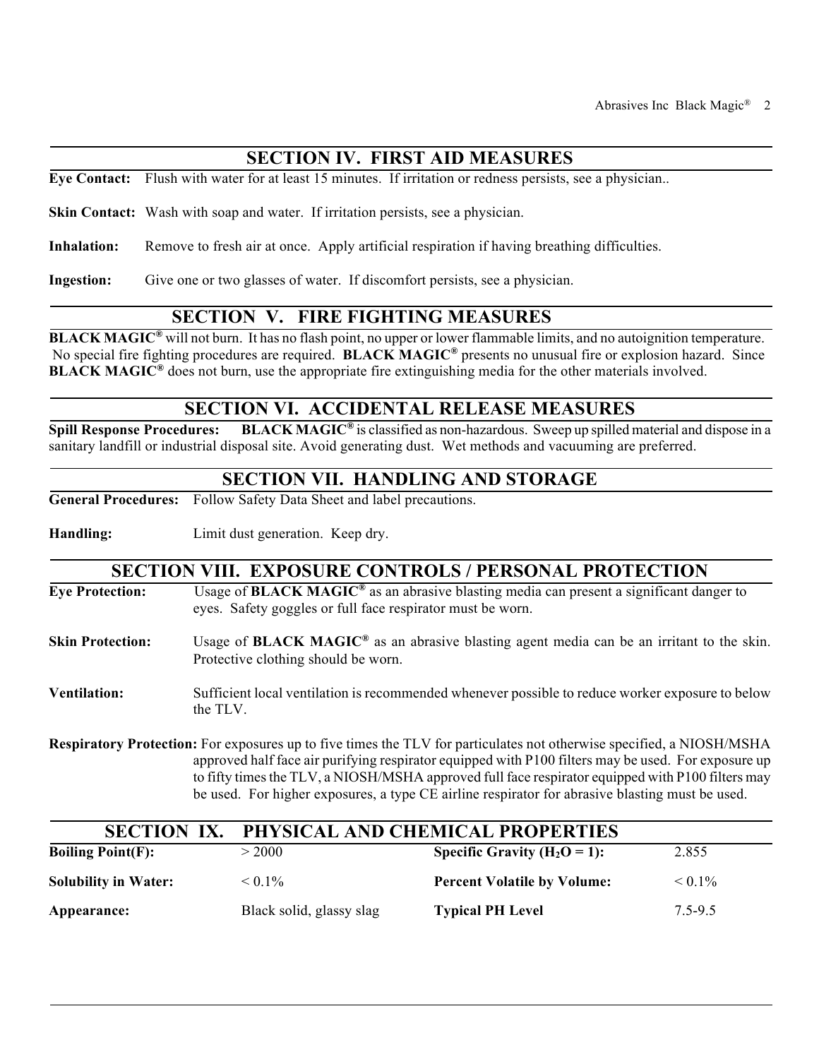## SECTION IV. FIRST AID MEASURES

**Eye Contact:** Flush with water for at least 15 minutes. If irritation or redness persists, see a physician..

**Skin Contact:** Wash with soap and water. If irritation persists, see a physician.

**Inhalation:** Remove to fresh air at once. Apply artificial respiration if having breathing difficulties.

**Ingestion:** Give one or two glasses of water. If discomfort persists, see a physician.

## SECTION V. FIRE FIGHTING MEASURES

**BLACK MAGIC®** will not burn. It has no flash point, no upper or lower flammable limits, and no autoignition temperature. No special fire fighting procedures are required. **BLACK MAGIC®** presents no unusual fire or explosion hazard. Since **BLACK MAGIC®** does not burn, use the appropriate fire extinguishing media for the other materials involved.

## SECTION VI. ACCIDENTAL RELEASE MEASURES

**Spill Response Procedures:** **BLACK MAGIC®** is classified as non-hazardous. Sweep up spilled material and dispose in a sanitary landfill or industrial disposal site. Avoid generating dust. Wet methods and vacuuming are preferred.

## SECTION VII. HANDLING AND STORAGE

**General Procedures:** Follow Safety Data Sheet and label precautions.

**Handling:** Limit dust generation. Keep dry.

## SECTION VIII. EXPOSURE CONTROLS / PERSONAL PROTECTION

**Eye Protection:** Usage of **BLACK MAGIC®** as an abrasive blasting media can present a significant danger to eyes. Safety goggles or full face respirator must be worn.

**Skin Protection:** Usage of **BLACK MAGIC®** as an abrasive blasting agent media can be an irritant to the skin. Protective clothing should be worn.

**Ventilation:** Sufficient local ventilation is recommended whenever possible to reduce worker exposure to below the TLV.

**Respiratory Protection:** For exposures up to five times the TLV for particulates not otherwise specified, a NIOSH/MSHA approved half face air purifying respirator equipped with P100 filters may be used. For exposure up to fifty times the TLV, a NIOSH/MSHA approved full face respirator equipped with P100 filters may be used. For higher exposures, a type CE airline respirator for abrasive blasting must be used.

## SECTION IX. PHYSICAL AND CHEMICAL PROPERTIES

| | | | |
|---|---|---|---|
| **Boiling Point(F):** | > 2000 | **Specific Gravity ($H_2O$ = 1):** | 2.855 |
| **Solubility in Water:** | < 0.1% | **Percent Volatile by Volume:** | < 0.1% |
| **Appearance:** | Black solid, glassy slag | **Typical PH Level** | 7.5-9.5 |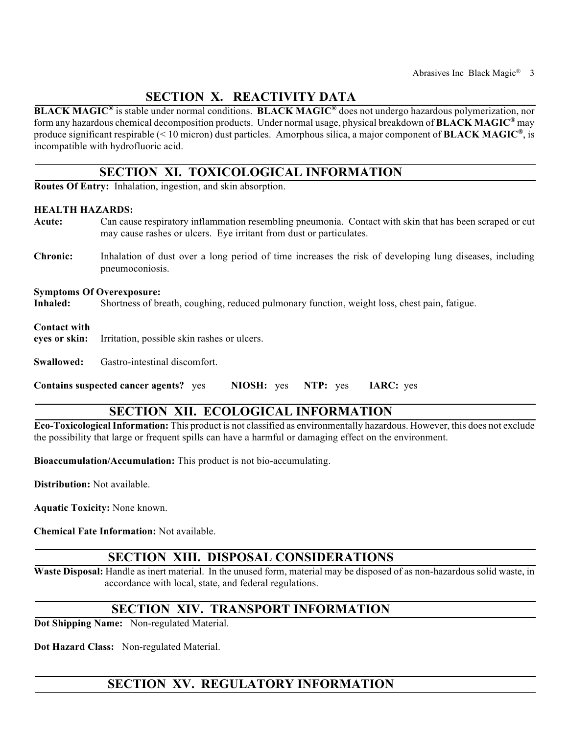## SECTION X. REACTIVITY DATA

**BLACK MAGIC®** is stable under normal conditions. **BLACK MAGIC®** does not undergo hazardous polymerization, nor form any hazardous chemical decomposition products. Under normal usage, physical breakdown of **BLACK MAGIC®** may produce significant respirable (< 10 micron) dust particles. Amorphous silica, a major component of **BLACK MAGIC®**, is incompatible with hydrofluoric acid.

## SECTION XI. TOXICOLOGICAL INFORMATION

**Routes Of Entry:** Inhalation, ingestion, and skin absorption.

**HEALTH HAZARDS:**

**Acute:** Can cause respiratory inflammation resembling pneumonia. Contact with skin that has been scraped or cut may cause rashes or ulcers. Eye irritant from dust or particulates.

**Chronic:** Inhalation of dust over a long period of time increases the risk of developing lung diseases, including pneumoconiosis.

**Symptoms Of Overexposure:**

**Inhaled:** Shortness of breath, coughing, reduced pulmonary function, weight loss, chest pain, fatigue.

**Contact with eyes or skin:** Irritation, possible skin rashes or ulcers.

**Swallowed:** Gastro-intestinal discomfort.

**Contains suspected cancer agents?** yes **NIOSH:** yes **NTP:** yes **IARC:** yes

## SECTION XII. ECOLOGICAL INFORMATION

**Eco-Toxicological Information:** This product is not classified as environmentally hazardous. However, this does not exclude the possibility that large or frequent spills can have a harmful or damaging effect on the environment.

**Bioaccumulation/Accumulation:** This product is not bio-accumulating.

**Distribution:** Not available.

**Aquatic Toxicity:** None known.

**Chemical Fate Information:** Not available.

## SECTION XIII. DISPOSAL CONSIDERATIONS

**Waste Disposal:** Handle as inert material. In the unused form, material may be disposed of as non-hazardous solid waste, in accordance with local, state, and federal regulations.

## SECTION XIV. TRANSPORT INFORMATION

**Dot Shipping Name:** Non-regulated Material.

**Dot Hazard Class:** Non-regulated Material.

## SECTION XV. REGULATORY INFORMATION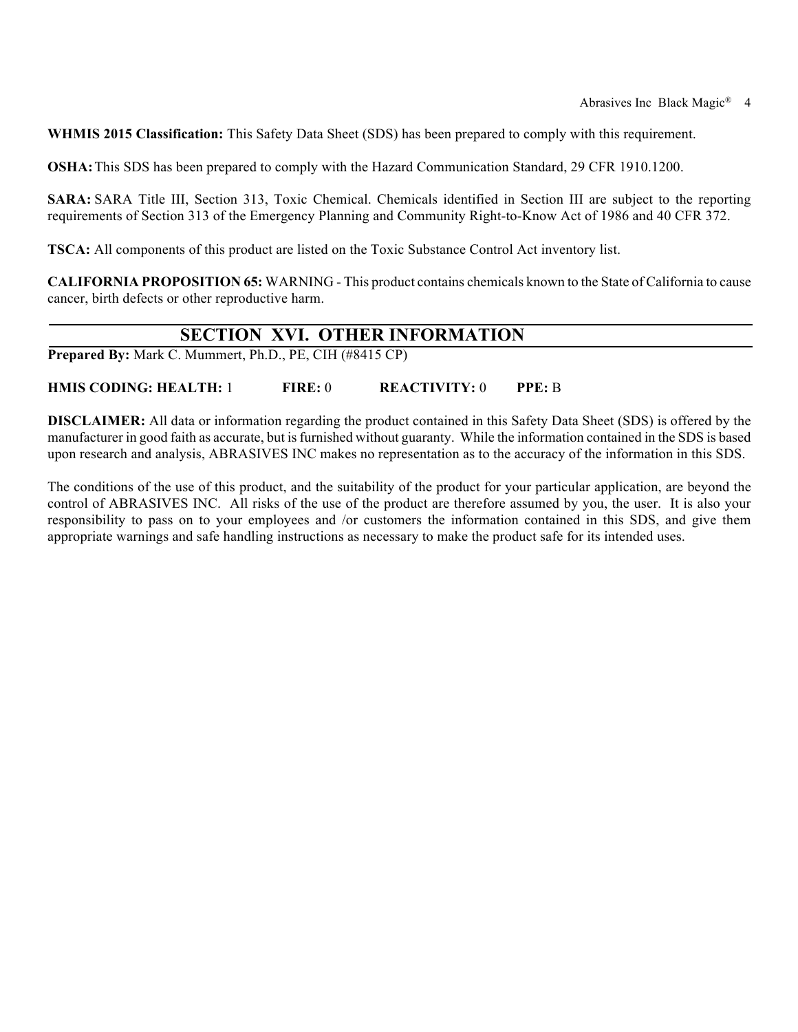**WHMIS 2015 Classification:** This Safety Data Sheet (SDS) has been prepared to comply with this requirement.

**OSHA:** This SDS has been prepared to comply with the Hazard Communication Standard, 29 CFR 1910.1200.

**SARA:** SARA Title III, Section 313, Toxic Chemical. Chemicals identified in Section III are subject to the reporting requirements of Section 313 of the Emergency Planning and Community Right-to-Know Act of 1986 and 40 CFR 372.

**TSCA:** All components of this product are listed on the Toxic Substance Control Act inventory list.

**CALIFORNIA PROPOSITION 65:** WARNING - This product contains chemicals known to the State of California to cause cancer, birth defects or other reproductive harm.

## SECTION XVI. OTHER INFORMATION

**Prepared By:** Mark C. Mummert, Ph.D., PE, CIH (#8415 CP)

**HMIS CODING: HEALTH:** 1 **FIRE:** 0 **REACTIVITY:** 0 **PPE:** B

**DISCLAIMER:** All data or information regarding the product contained in this Safety Data Sheet (SDS) is offered by the manufacturer in good faith as accurate, but is furnished without guaranty. While the information contained in the SDS is based upon research and analysis, ABRASIVES INC makes no representation as to the accuracy of the information in this SDS.

The conditions of the use of this product, and the suitability of the product for your particular application, are beyond the control of ABRASIVES INC. All risks of the use of the product are therefore assumed by you, the user. It is also your responsibility to pass on to your employees and /or customers the information contained in this SDS, and give them appropriate warnings and safe handling instructions as necessary to make the product safe for its intended uses.